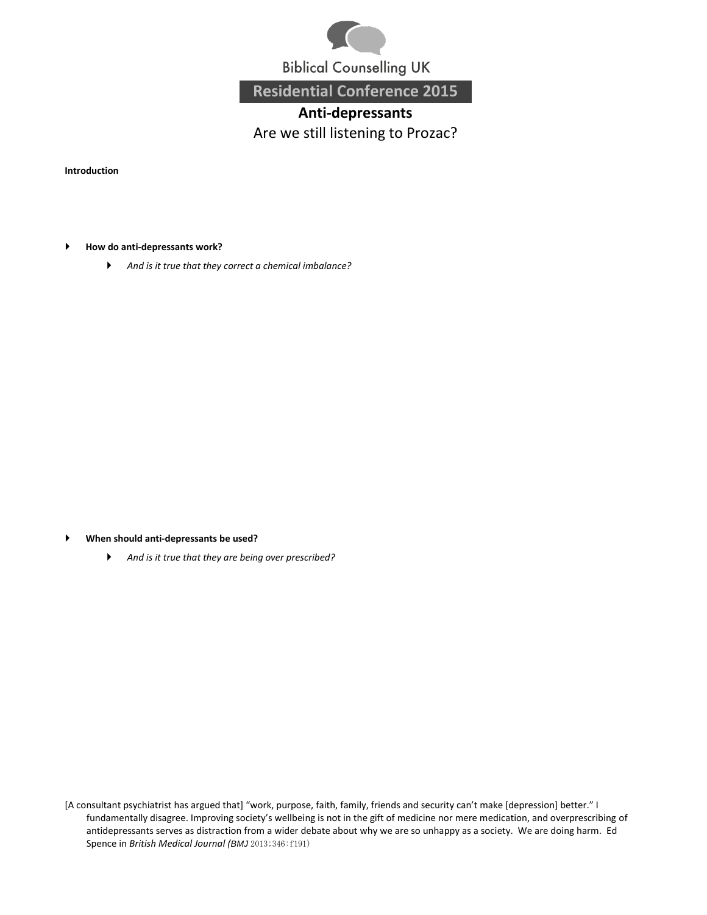Biblical Counselling UK

**Residential Conference 2015**

# Anti-depressants

## Are we still listening to Prozac?

**Introduction**

- **How do anti-depressants work?**
  - *And is it true that they correct a chemical imbalance?*

- **When should anti-depressants be used?**
  - *And is it true that they are being over prescribed?*

[A consultant psychiatrist has argued that] "work, purpose, faith, family, friends and security can't make [depression] better." I fundamentally disagree. Improving society's wellbeing is not in the gift of medicine nor mere medication, and overprescribing of antidepressants serves as distraction from a wider debate about why we are so unhappy as a society. We are doing harm. Ed Spence in *British Medical Journal (BMJ* 2013;346:f191)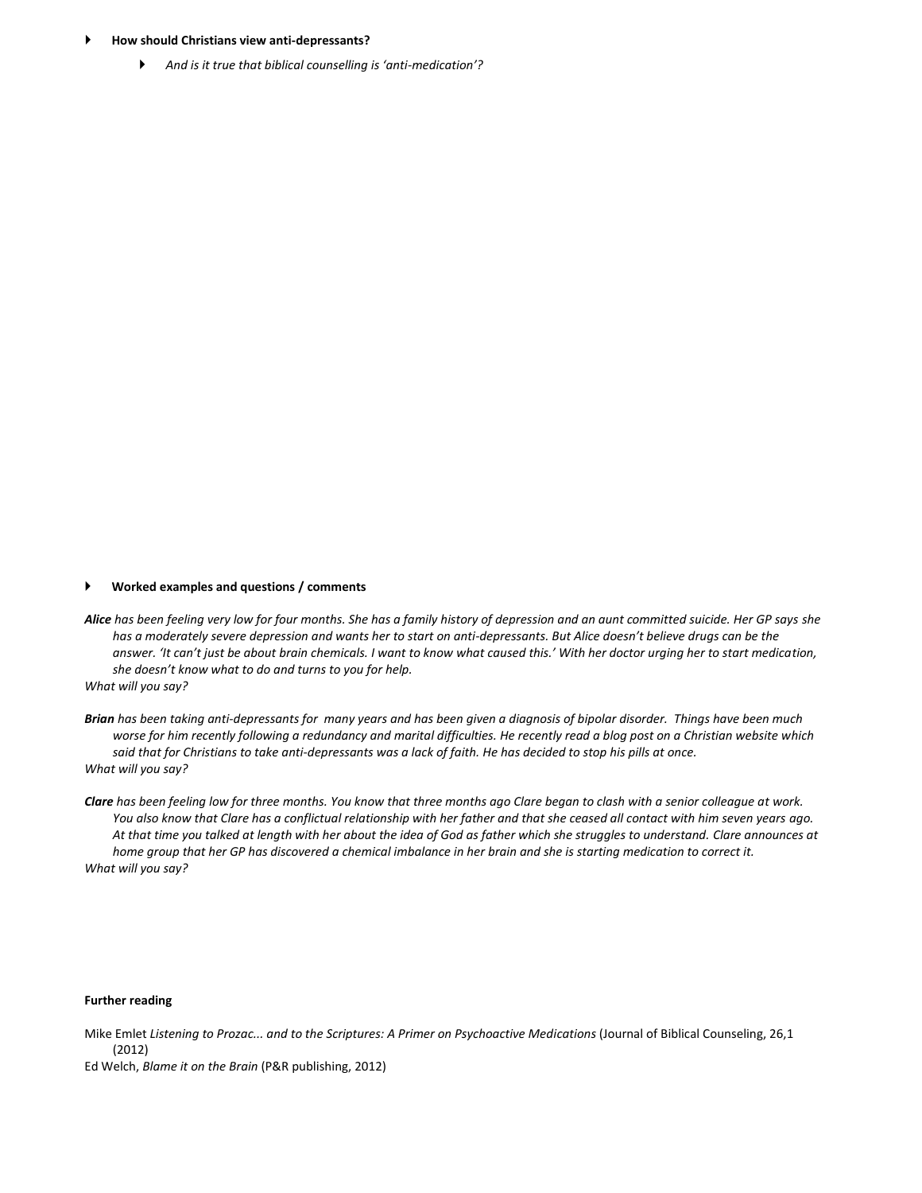- **How should Christians view anti-depressants?**
    - *And is it true that biblical counselling is 'anti-medication'?*

- **Worked examples and questions / comments**

***Alice** has been feeling very low for four months. She has a family history of depression and an aunt committed suicide. Her GP says she has a moderately severe depression and wants her to start on anti-depressants. But Alice doesn't believe drugs can be the answer. 'It can't just be about brain chemicals. I want to know what caused this.' With her doctor urging her to start medication, she doesn't know what to do and turns to you for help.*
*What will you say?*

***Brian** has been taking anti-depressants for many years and has been given a diagnosis of bipolar disorder. Things have been much worse for him recently following a redundancy and marital difficulties. He recently read a blog post on a Christian website which said that for Christians to take anti-depressants was a lack of faith. He has decided to stop his pills at once.*
*What will you say?*

***Clare** has been feeling low for three months. You know that three months ago Clare began to clash with a senior colleague at work. You also know that Clare has a conflictual relationship with her father and that she ceased all contact with him seven years ago. At that time you talked at length with her about the idea of God as father which she struggles to understand. Clare announces at home group that her GP has discovered a chemical imbalance in her brain and she is starting medication to correct it.*
*What will you say?*

**Further reading**

Mike Emlet *Listening to Prozac... and to the Scriptures: A Primer on Psychoactive Medications* (Journal of Biblical Counseling, 26,1 (2012)

Ed Welch, *Blame it on the Brain* (P&R publishing, 2012)